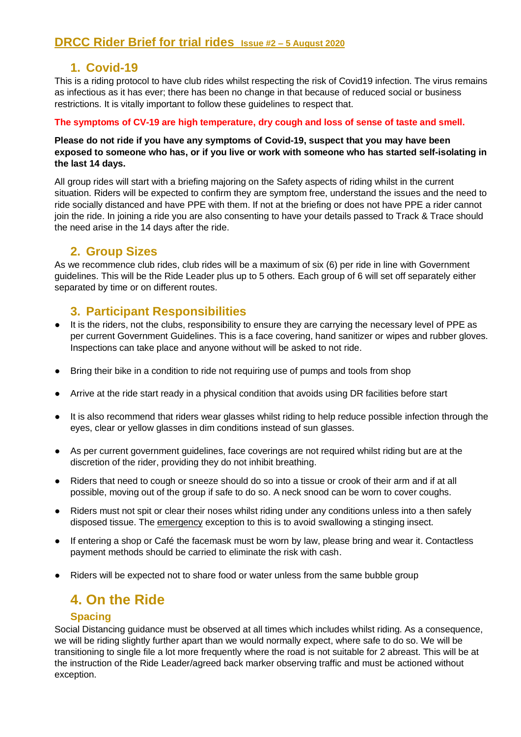# DRCC Rider Brief for trial rides Issue #2 – 5 August 2020

## 1. Covid-19

This is a riding protocol to have club rides whilst respecting the risk of Covid19 infection. The virus remains as infectious as it has ever; there has been no change in that because of reduced social or business restrictions. It is vitally important to follow these guidelines to respect that.

**The symptoms of CV-19 are high temperature, dry cough and loss of sense of taste and smell.**

**Please do not ride if you have any symptoms of Covid-19, suspect that you may have been exposed to someone who has, or if you live or work with someone who has started self-isolating in the last 14 days.**

All group rides will start with a briefing majoring on the Safety aspects of riding whilst in the current situation. Riders will be expected to confirm they are symptom free, understand the issues and the need to ride socially distanced and have PPE with them. If not at the briefing or does not have PPE a rider cannot join the ride. In joining a ride you are also consenting to have your details passed to Track & Trace should the need arise in the 14 days after the ride.

## 2. Group Sizes

As we recommence club rides, club rides will be a maximum of six (6) per ride in line with Government guidelines. This will be the Ride Leader plus up to 5 others. Each group of 6 will set off separately either separated by time or on different routes.

## 3. Participant Responsibilities

- It is the riders, not the clubs, responsibility to ensure they are carrying the necessary level of PPE as per current Government Guidelines. This is a face covering, hand sanitizer or wipes and rubber gloves. Inspections can take place and anyone without will be asked to not ride.
- Bring their bike in a condition to ride not requiring use of pumps and tools from shop
- Arrive at the ride start ready in a physical condition that avoids using DR facilities before start
- It is also recommend that riders wear glasses whilst riding to help reduce possible infection through the eyes, clear or yellow glasses in dim conditions instead of sun glasses.
- As per current government guidelines, face coverings are not required whilst riding but are at the discretion of the rider, providing they do not inhibit breathing.
- Riders that need to cough or sneeze should do so into a tissue or crook of their arm and if at all possible, moving out of the group if safe to do so. A neck snood can be worn to cover coughs.
- Riders must not spit or clear their noses whilst riding under any conditions unless into a then safely disposed tissue. The emergency exception to this is to avoid swallowing a stinging insect.
- If entering a shop or Café the facemask must be worn by law, please bring and wear it. Contactless payment methods should be carried to eliminate the risk with cash.
- Riders will be expected not to share food or water unless from the same bubble group

## 4. On the Ride

### Spacing

Social Distancing guidance must be observed at all times which includes whilst riding. As a consequence, we will be riding slightly further apart than we would normally expect, where safe to do so. We will be transitioning to single file a lot more frequently where the road is not suitable for 2 abreast. This will be at the instruction of the Ride Leader/agreed back marker observing traffic and must be actioned without exception.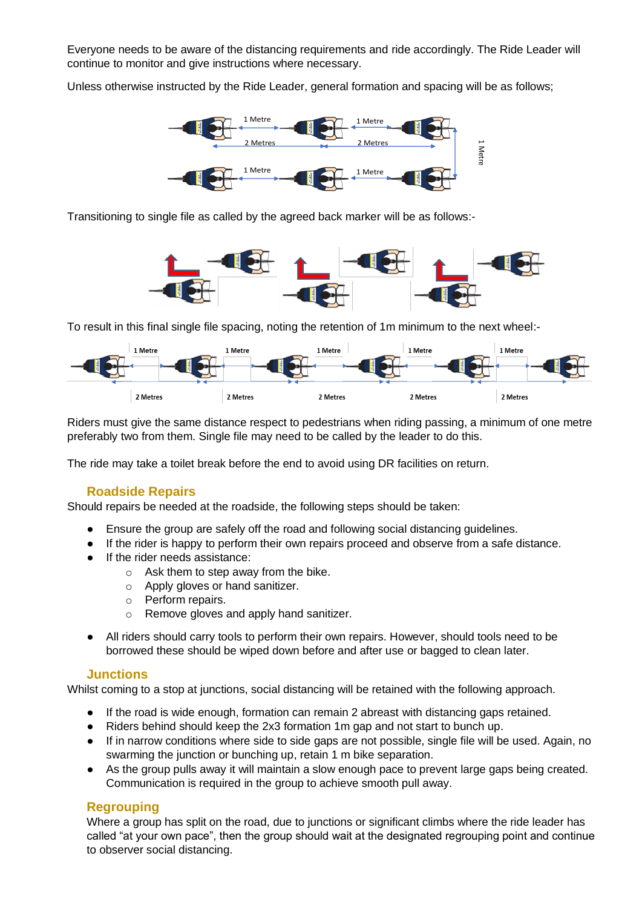Everyone needs to be aware of the distancing requirements and ride accordingly. The Ride Leader will continue to monitor and give instructions where necessary.

Unless otherwise instructed by the Ride Leader, general formation and spacing will be as follows;

1 Metre
1 Metre
2 Metres
2 Metres
1 Metre
1 Metre
1 Metre

Transitioning to single file as called by the agreed back marker will be as follows:-

To result in this final single file spacing, noting the retention of 1m minimum to the next wheel:-

1 Metre
1 Metre
1 Metre
1 Metre
1 Metre
2 Metres
2 Metres
2 Metres
2 Metres
2 Metres

Riders must give the same distance respect to pedestrians when riding passing, a minimum of one metre preferably two from them. Single file may need to be called by the leader to do this.

The ride may take a toilet break before the end to avoid using DR facilities on return.

## Roadside Repairs

Should repairs be needed at the roadside, the following steps should be taken:

- Ensure the group are safely off the road and following social distancing guidelines.
- If the rider is happy to perform their own repairs proceed and observe from a safe distance.
- If the rider needs assistance:
  - Ask them to step away from the bike.
  - Apply gloves or hand sanitizer.
  - Perform repairs.
  - Remove gloves and apply hand sanitizer.

- All riders should carry tools to perform their own repairs. However, should tools need to be borrowed these should be wiped down before and after use or bagged to clean later.

## Junctions

Whilst coming to a stop at junctions, social distancing will be retained with the following approach.

- If the road is wide enough, formation can remain 2 abreast with distancing gaps retained.
- Riders behind should keep the 2x3 formation 1m gap and not start to bunch up.
- If in narrow conditions where side to side gaps are not possible, single file will be used. Again, no swarming the junction or bunching up, retain 1 m bike separation.
- As the group pulls away it will maintain a slow enough pace to prevent large gaps being created. Communication is required in the group to achieve smooth pull away.

## Regrouping

Where a group has split on the road, due to junctions or significant climbs where the ride leader has called "at your own pace", then the group should wait at the designated regrouping point and continue to observer social distancing.